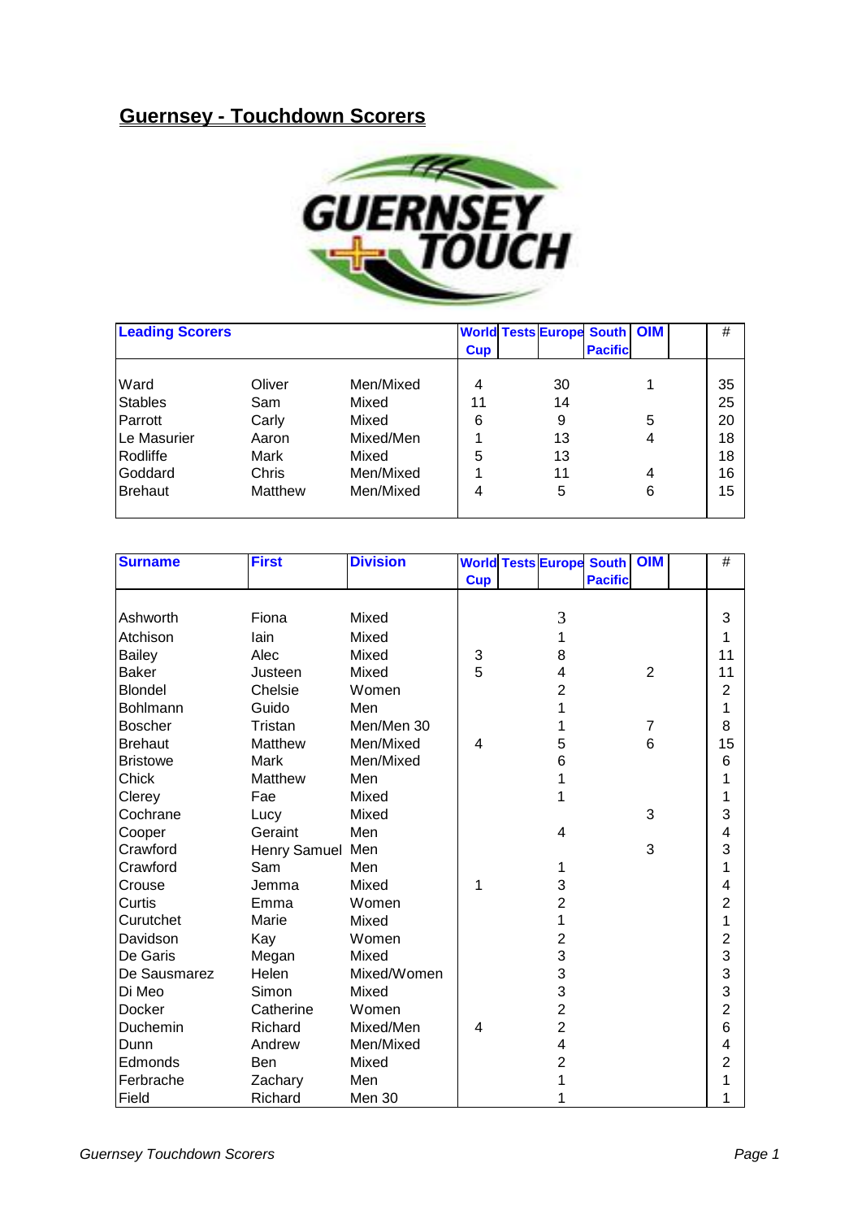# Guernsey - Touchdown Scorers

| Leading Scorers | | | World Cup | Tests | Europe | South Pacific | OIM | | # |
|---|---|---|---|---|---|---|---|---|---|
| Ward | Oliver | Men/Mixed | 4 | | 30 | | 1 | | 35 |
| Stables | Sam | Mixed | 11 | | 14 | | | | 25 |
| Parrott | Carly | Mixed | 6 | | 9 | | 5 | | 20 |
| Le Masurier | Aaron | Mixed/Men | 1 | | 13 | | 4 | | 18 |
| Rodliffe | Mark | Mixed | 5 | | 13 | | | | 18 |
| Goddard | Chris | Men/Mixed | 1 | | 11 | | 4 | | 16 |
| Brehaut | Matthew | Men/Mixed | 4 | | 5 | | 6 | | 15 |

| Surname | First | Division | World Cup | Tests | Europe | South Pacific | OIM | | # |
|---|---|---|---|---|---|---|---|---|---|
| Ashworth | Fiona | Mixed | | | 3 | | | | 3 |
| Atchison | Iain | Mixed | | | 1 | | | | 1 |
| Bailey | Alec | Mixed | 3 | | 8 | | | | 11 |
| Baker | Justeen | Mixed | 5 | | 4 | | 2 | | 11 |
| Blondel | Chelsie | Women | | | 2 | | | | 2 |
| Bohlmann | Guido | Men | | | 1 | | | | 1 |
| Boscher | Tristan | Men/Men 30 | | | 1 | | 7 | | 8 |
| Brehaut | Matthew | Men/Mixed | 4 | | 5 | | 6 | | 15 |
| Bristowe | Mark | Men/Mixed | | | 6 | | | | 6 |
| Chick | Matthew | Men | | | 1 | | | | 1 |
| Clerey | Fae | Mixed | | | 1 | | | | 1 |
| Cochrane | Lucy | Mixed | | | | | 3 | | 3 |
| Cooper | Geraint | Men | | | 4 | | | | 4 |
| Crawford | Henry Samuel | Men | | | | | 3 | | 3 |
| Crawford | Sam | Men | | | 1 | | | | 1 |
| Crouse | Jemma | Mixed | 1 | | 3 | | | | 4 |
| Curtis | Emma | Women | | | 2 | | | | 2 |
| Curutchet | Marie | Mixed | | | 1 | | | | 1 |
| Davidson | Kay | Women | | | 2 | | | | 2 |
| De Garis | Megan | Mixed | | | 3 | | | | 3 |
| De Sausmarez | Helen | Mixed/Women | | | 3 | | | | 3 |
| Di Meo | Simon | Mixed | | | 3 | | | | 3 |
| Docker | Catherine | Women | | | 2 | | | | 2 |
| Duchemin | Richard | Mixed/Men | 4 | | 2 | | | | 6 |
| Dunn | Andrew | Men/Mixed | | | 4 | | | | 4 |
| Edmonds | Ben | Mixed | | | 2 | | | | 2 |
| Ferbrache | Zachary | Men | | | 1 | | | | 1 |
| Field | Richard | Men 30 | | | 1 | | | | 1 |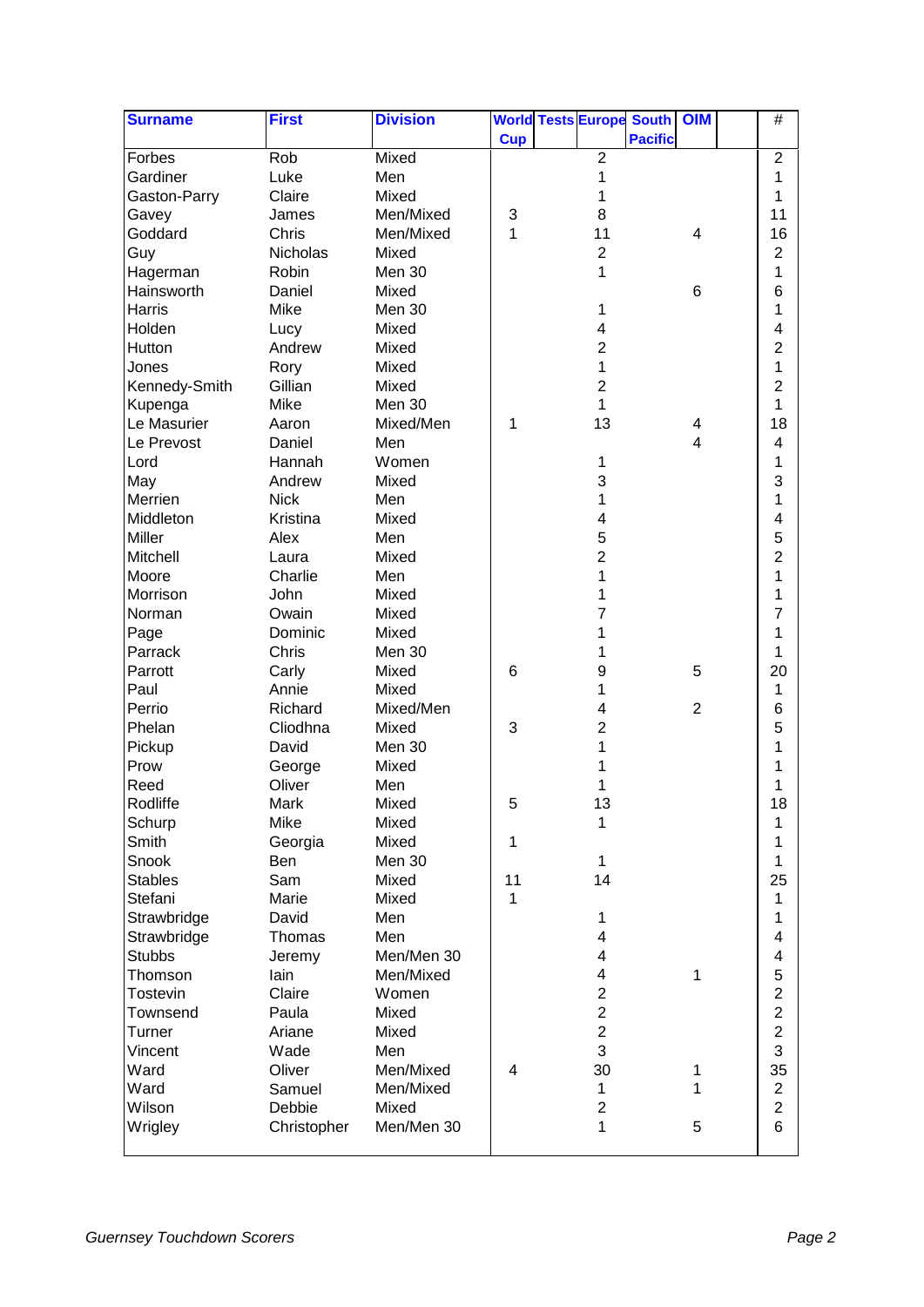| Surname | First | Division | World Cup | Tests | Europe | South Pacific | OIM | | # |
|---|---|---|---|---|---|---|---|---|---|
| Forbes | Rob | Mixed | | | 2 | | | | 2 |
| Gardiner | Luke | Men | | | 1 | | | | 1 |
| Gaston-Parry | Claire | Mixed | | | 1 | | | | 1 |
| Gavey | James | Men/Mixed | 3 | | 8 | | | | 11 |
| Goddard | Chris | Men/Mixed | 1 | | 11 | | 4 | | 16 |
| Guy | Nicholas | Mixed | | | 2 | | | | 2 |
| Hagerman | Robin | Men 30 | | | 1 | | | | 1 |
| Hainsworth | Daniel | Mixed | | | | | 6 | | 6 |
| Harris | Mike | Men 30 | | | 1 | | | | 1 |
| Holden | Lucy | Mixed | | | 4 | | | | 4 |
| Hutton | Andrew | Mixed | | | 2 | | | | 2 |
| Jones | Rory | Mixed | | | 1 | | | | 1 |
| Kennedy-Smith | Gillian | Mixed | | | 2 | | | | 2 |
| Kupenga | Mike | Men 30 | | | 1 | | | | 1 |
| Le Masurier | Aaron | Mixed/Men | 1 | | 13 | | 4 | | 18 |
| Le Prevost | Daniel | Men | | | | | 4 | | 4 |
| Lord | Hannah | Women | | | 1 | | | | 1 |
| May | Andrew | Mixed | | | 3 | | | | 3 |
| Merrien | Nick | Men | | | 1 | | | | 1 |
| Middleton | Kristina | Mixed | | | 4 | | | | 4 |
| Miller | Alex | Men | | | 5 | | | | 5 |
| Mitchell | Laura | Mixed | | | 2 | | | | 2 |
| Moore | Charlie | Men | | | 1 | | | | 1 |
| Morrison | John | Mixed | | | 1 | | | | 1 |
| Norman | Owain | Mixed | | | 7 | | | | 7 |
| Page | Dominic | Mixed | | | 1 | | | | 1 |
| Parrack | Chris | Men 30 | | | 1 | | | | 1 |
| Parrott | Carly | Mixed | 6 | | 9 | | 5 | | 20 |
| Paul | Annie | Mixed | | | 1 | | | | 1 |
| Perrio | Richard | Mixed/Men | | | 4 | | 2 | | 6 |
| Phelan | Cliodhna | Mixed | 3 | | 2 | | | | 5 |
| Pickup | David | Men 30 | | | 1 | | | | 1 |
| Prow | George | Mixed | | | 1 | | | | 1 |
| Reed | Oliver | Men | | | 1 | | | | 1 |
| Rodliffe | Mark | Mixed | 5 | | 13 | | | | 18 |
| Schurp | Mike | Mixed | | | 1 | | | | 1 |
| Smith | Georgia | Mixed | 1 | | | | | | 1 |
| Snook | Ben | Men 30 | | | 1 | | | | 1 |
| Stables | Sam | Mixed | 11 | | 14 | | | | 25 |
| Stefani | Marie | Mixed | 1 | | | | | | 1 |
| Strawbridge | David | Men | | | 1 | | | | 1 |
| Strawbridge | Thomas | Men | | | 4 | | | | 4 |
| Stubbs | Jeremy | Men/Men 30 | | | 4 | | | | 4 |
| Thomson | Iain | Men/Mixed | | | 4 | | 1 | | 5 |
| Tostevin | Claire | Women | | | 2 | | | | 2 |
| Townsend | Paula | Mixed | | | 2 | | | | 2 |
| Turner | Ariane | Mixed | | | 2 | | | | 2 |
| Vincent | Wade | Men | | | 3 | | | | 3 |
| Ward | Oliver | Men/Mixed | 4 | | 30 | | 1 | | 35 |
| Ward | Samuel | Men/Mixed | | | 1 | | 1 | | 2 |
| Wilson | Debbie | Mixed | | | 2 | | | | 2 |
| Wrigley | Christopher | Men/Men 30 | | | 1 | | 5 | | 6 |